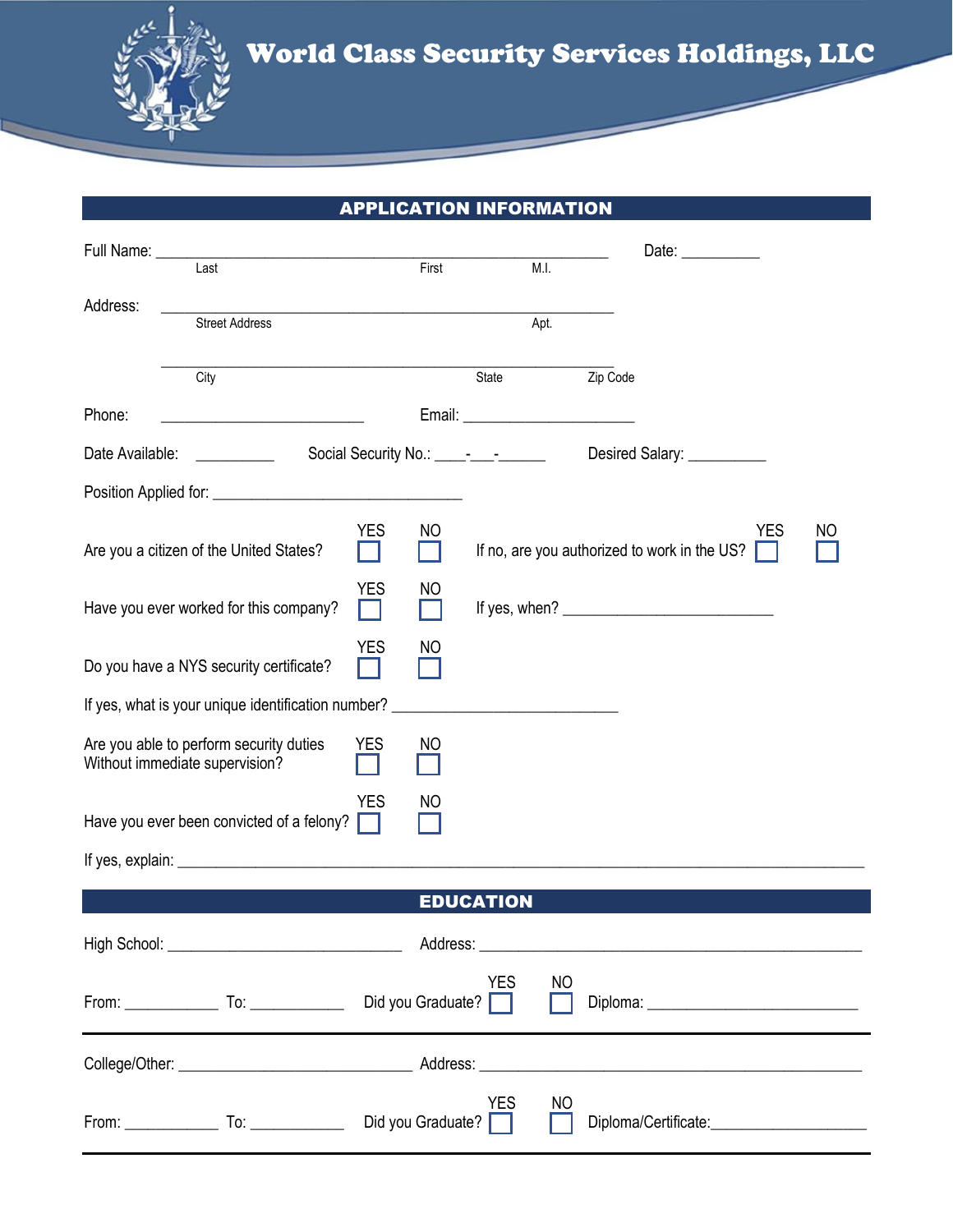# World Class Security Services Holdings, LLC

## APPLICATION INFORMATION

Full Name: ______________________________________________ Date: __________

Last First M.I.

Address: ______________________________________________

Street Address Apt.

______________________________________________

City State Zip Code

Phone: ________________________ Email: ____________________

Date Available: __________ Social Security No.: ____-___-______ Desired Salary: __________

Position Applied for: ______________________________

Are you a citizen of the United States? YES ☐ NO ☐ If no, are you authorized to work in the US? YES ☐ NO ☐

Have you ever worked for this company? YES ☐ NO ☐ If yes, when? _________________________

Do you have a NYS security certificate? YES ☐ NO ☐

If yes, what is your unique identification number? __________________________

Are you able to perform security duties Without immediate supervision? YES ☐ NO ☐

Have you ever been convicted of a felony? YES ☐ NO ☐

If yes, explain: ________________________________________________________________________________

## EDUCATION

High School: ____________________________ Address: ______________________________________________

From: ___________ To: ___________ Did you Graduate? YES ☐ NO ☐ Diploma: _________________________

College/Other: ____________________________ Address: ______________________________________________

From: ___________ To: ___________ Did you Graduate? YES ☐ NO ☐ Diploma/Certificate: ___________________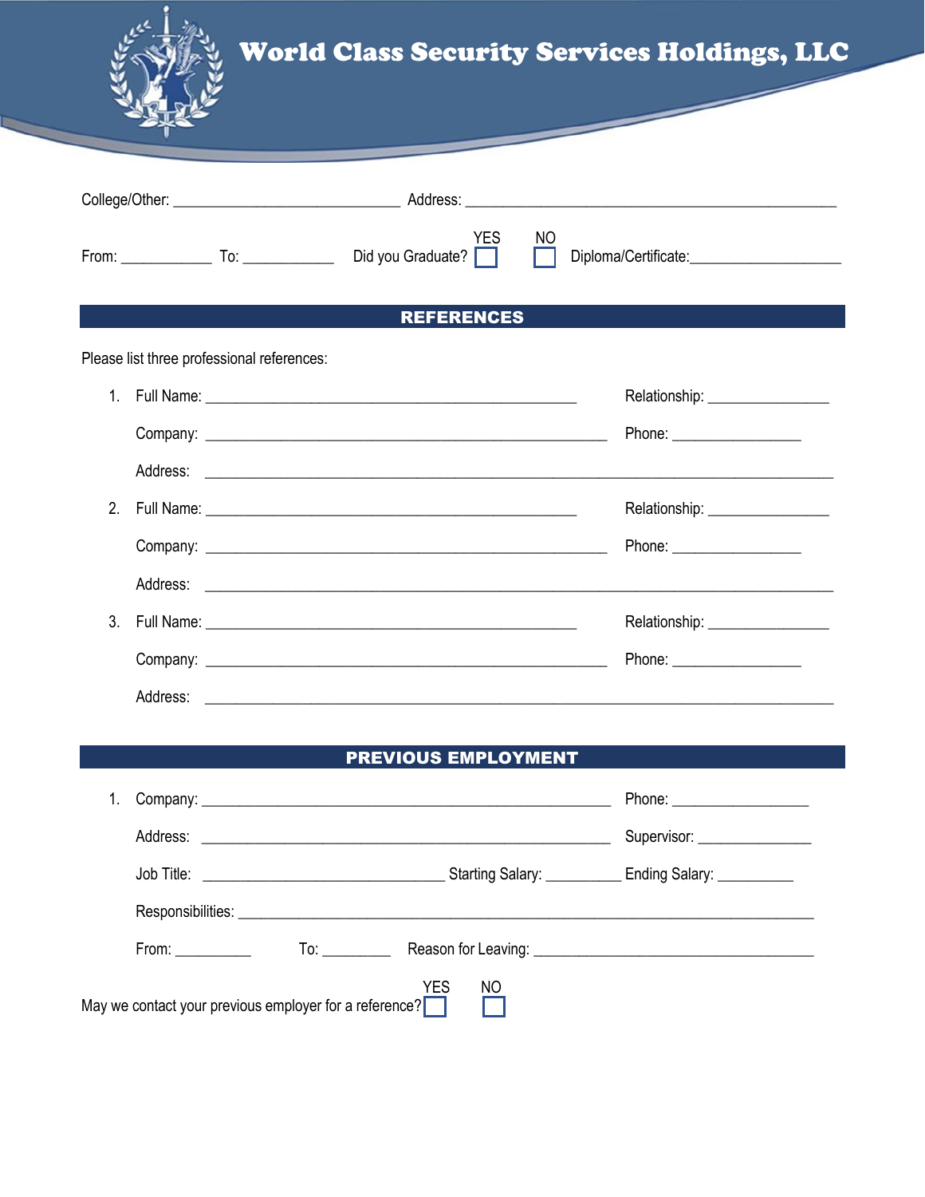# World Class Security Services Holdings, LLC

College/Other: ____________________________ Address: ______________________________________________

From: ___________ To: ___________ Did you Graduate? YES ☐ NO ☐ Diploma/Certificate:___________________

## REFERENCES

Please list three professional references:

1. Full Name: ______________________________________________ Relationship: _______________

   Company: __________________________________________________ Phone: ________________

   Address: ______________________________________________________________________________

2. Full Name: ______________________________________________ Relationship: _______________

   Company: __________________________________________________ Phone: ________________

   Address: ______________________________________________________________________________

3. Full Name: ______________________________________________ Relationship: _______________

   Company: __________________________________________________ Phone: ________________

   Address: ______________________________________________________________________________

## PREVIOUS EMPLOYMENT

1. Company: ___________________________________________________ Phone: _________________

   Address: ___________________________________________________ Supervisor: ______________

   Job Title: ______________________________ Starting Salary: _________ Ending Salary: _________

   Responsibilities: ________________________________________________________________________

   From: _________ To: ________ Reason for Leaving: ___________________________________

May we contact your previous employer for a reference? YES ☐ NO ☐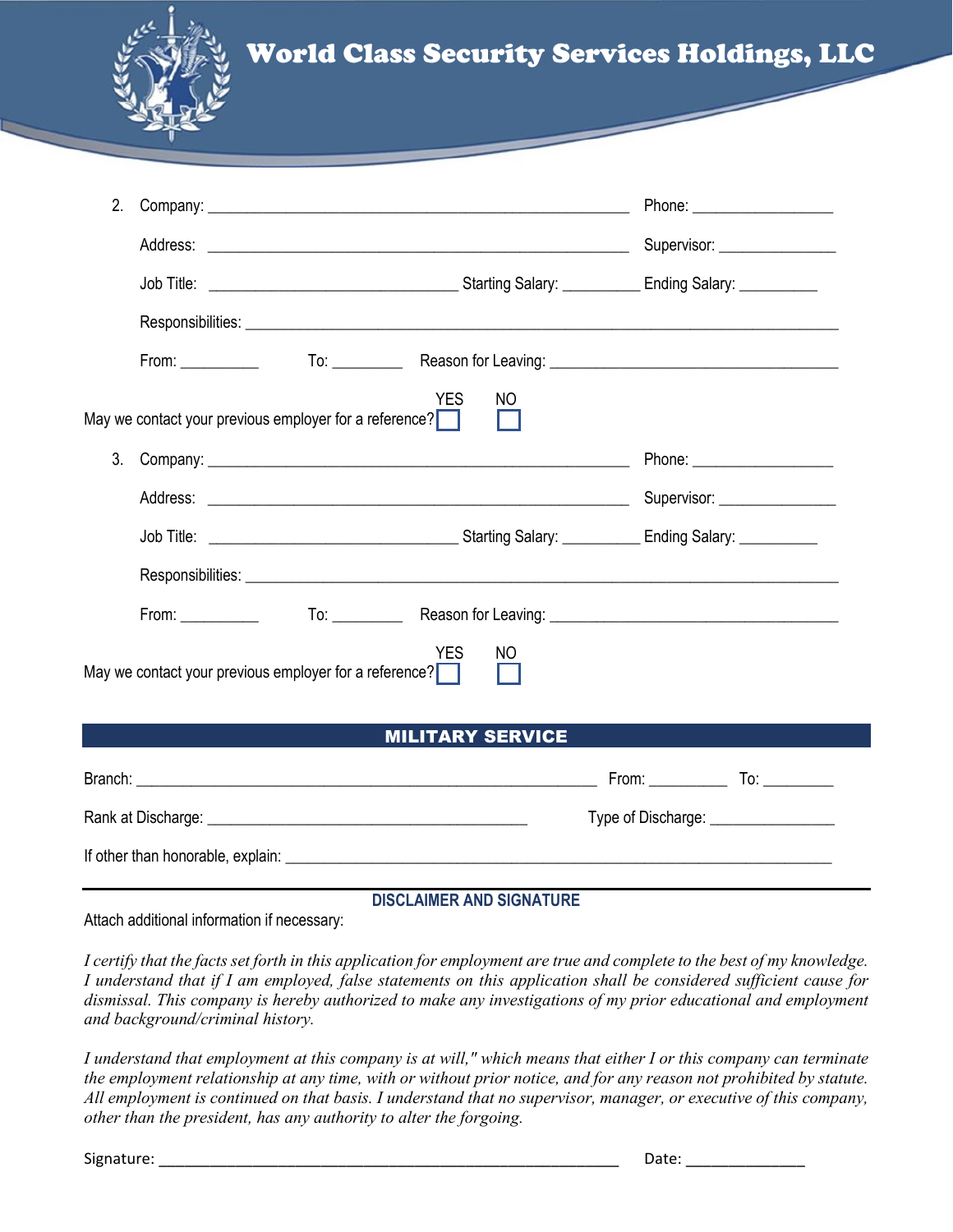# World Class Security Services Holdings, LLC

2. Company: ______________________________________________ Phone: _______________

   Address: ______________________________________________ Supervisor: _____________

   Job Title: ____________________________ Starting Salary: _________ Ending Salary: _________

   Responsibilities: ________________________________________________________________

   From: _________ To: ________ Reason for Leaving: ________________________________

May we contact your previous employer for a reference? YES ☐ NO ☐

3. Company: ______________________________________________ Phone: _______________

   Address: ______________________________________________ Supervisor: _____________

   Job Title: ____________________________ Starting Salary: _________ Ending Salary: _________

   Responsibilities: ________________________________________________________________

   From: _________ To: ________ Reason for Leaving: ________________________________

May we contact your previous employer for a reference? YES ☐ NO ☐

## MILITARY SERVICE

Branch: ____________________________________________________ From: _________ To: ________

Rank at Discharge: ___________________________________ Type of Discharge: _______________

If other than honorable, explain: __________________________________________________________

## DISCLAIMER AND SIGNATURE

Attach additional information if necessary:

*I certify that the facts set forth in this application for employment are true and complete to the best of my knowledge. I understand that if I am employed, false statements on this application shall be considered sufficient cause for dismissal. This company is hereby authorized to make any investigations of my prior educational and employment and background/criminal history.*

*I understand that employment at this company is at will," which means that either I or this company can terminate the employment relationship at any time, with or without prior notice, and for any reason not prohibited by statute. All employment is continued on that basis. I understand that no supervisor, manager, or executive of this company, other than the president, has any authority to alter the forgoing.*

Signature: ____________________________________________________ Date: ______________